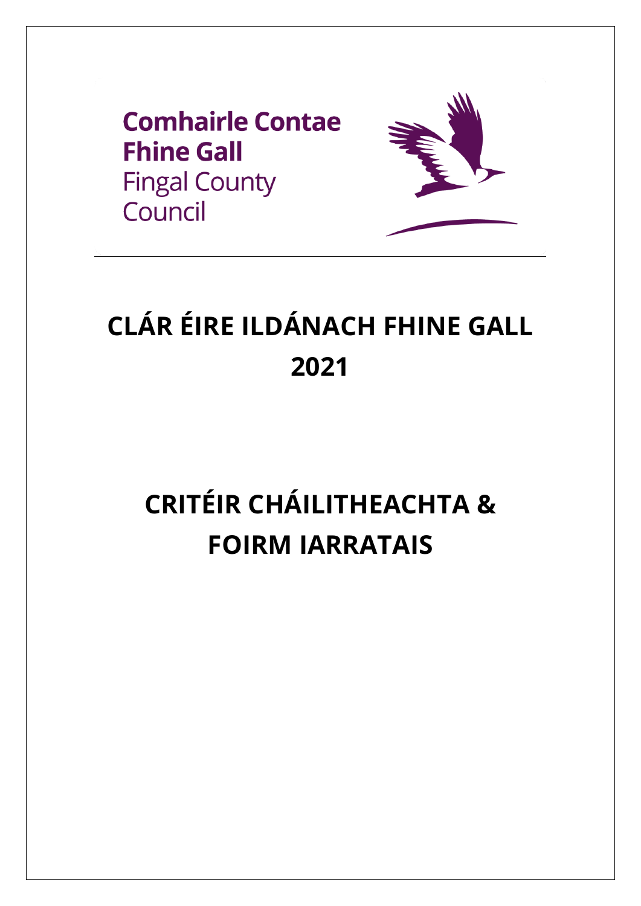Comhairle Contae Fhine Gall
Fingal County Council

# CLÁR ÉIRE ILDÁNACH FHINE GALL 2021

# CRITÉIR CHÁILITHEACHTA & FOIRM IARRATAIS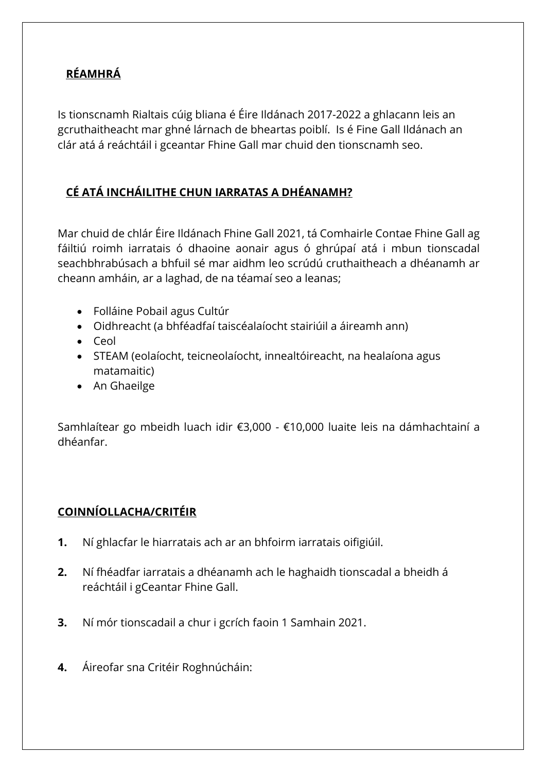## RÉAMHRÁ

Is tionscnamh Rialtais cúig bliana é Éire Ildánach 2017-2022 a ghlacann leis an gcruthaitheacht mar ghné lárnach de bheartas poiblí. Is é Fine Gall Ildánach an clár atá á reáchtáil i gceantar Fhine Gall mar chuid den tionscnamh seo.

## CÉ ATÁ INCHÁILITHE CHUN IARRATAS A DHÉANAMH?

Mar chuid de chlár Éire Ildánach Fhine Gall 2021, tá Comhairle Contae Fhine Gall ag fáiltiú roimh iarratais ó dhaoine aonair agus ó ghrúpaí atá i mbun tionscadal seachbhrabúsach a bhfuil sé mar aidhm leo scrúdú cruthaitheach a dhéanamh ar cheann amháin, ar a laghad, de na téamaí seo a leanas;

- Folláine Pobail agus Cultúr
- Oidhreacht (a bhféadfaí taiscéalaíocht stairiúil a áireamh ann)
- Ceol
- STEAM (eolaíocht, teicneolaíocht, innealtóireacht, na healaíona agus matamaitic)
- An Ghaeilge

Samhlaítear go mbeidh luach idir €3,000 - €10,000 luaite leis na dámhachtainí a dhéanfar.

## COINNÍOLLACHA/CRITÉIR

**1.** Ní ghlacfar le hiarratais ach ar an bhfoirm iarratais oifigiúil.

**2.** Ní fhéadfar iarratais a dhéanamh ach le haghaidh tionscadal a bheidh á reáchtáil i gCeantar Fhine Gall.

**3.** Ní mór tionscadail a chur i gcrích faoin 1 Samhain 2021.

**4.** Áireofar sna Critéir Roghnúcháin: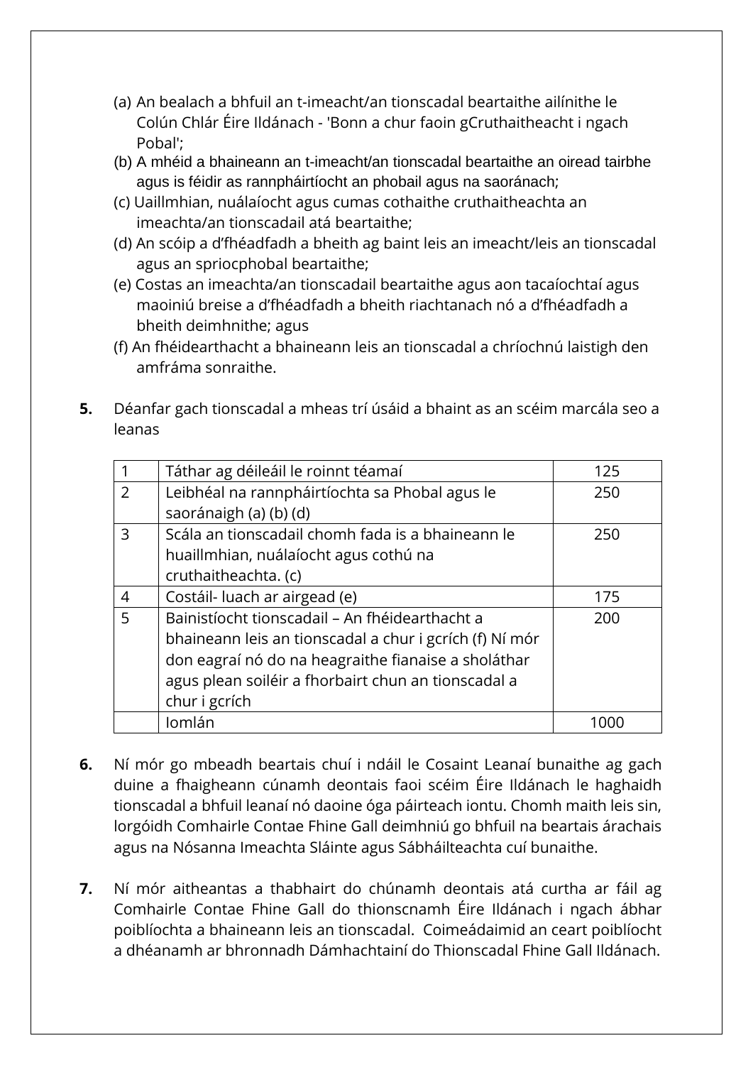(a) An bealach a bhfuil an t-imeacht/an tionscadal beartaithe ailínithe le Colún Chlár Éire Ildánach - 'Bonn a chur faoin gCruthaitheacht i ngach Pobal';
(b) A mhéid a bhaineann an t-imeacht/an tionscadal beartaithe an oiread tairbhe agus is féidir as rannpháirtíocht an phobail agus na saoránach;
(c) Uaillmhian, nuálaíocht agus cumas cothaithe cruthaitheachta an imeachta/an tionscadail atá beartaithe;
(d) An scóip a d'fhéadfadh a bheith ag baint leis an imeacht/leis an tionscadal agus an spriocphobal beartaithe;
(e) Costas an imeachta/an tionscadail beartaithe agus aon tacaíochtaí agus maoiniú breise a d'fhéadfadh a bheith riachtanach nó a d'fhéadfadh a bheith deimhnithe; agus
(f) An fhéidearthacht a bhaineann leis an tionscadal a chríochnú laistigh den amfráma sonraithe.

**5.** Déanfar gach tionscadal a mheas trí úsáid a bhaint as an scéim marcála seo a leanas

| | | |
|---|---|---|
| 1 | Táthar ag déileáil le roinnt téamaí | 125 |
| 2 | Leibhéal na rannpháirtíochta sa Phobal agus le saoránaigh (a) (b) (d) | 250 |
| 3 | Scála an tionscadail chomh fada is a bhaineann le huaillmhian, nuálaíocht agus cothú na cruthaitheachta. (c) | 250 |
| 4 | Costáil- luach ar airgead (e) | 175 |
| 5 | Bainistíocht tionscadail – An fhéidearthacht a bhaineann leis an tionscadal a chur i gcrích (f) Ní mór don eagraí nó do na heagraithe fianaise a sholáthar agus plean soiléir a fhorbairt chun an tionscadal a chur i gcrích | 200 |
| | Iomlán | 1000 |

**6.** Ní mór go mbeadh beartais chuí i ndáil le Cosaint Leanaí bunaithe ag gach duine a fhaigheann cúnamh deontais faoi scéim Éire Ildánach le haghaidh tionscadal a bhfuil leanaí nó daoine óga páirteach iontu. Chomh maith leis sin, lorgóidh Comhairle Contae Fhine Gall deimhniú go bhfuil na beartais árachais agus na Nósanna Imeachta Sláinte agus Sábháilteachta cuí bunaithe.

**7.** Ní mór aitheantas a thabhairt do chúnamh deontais atá curtha ar fáil ag Comhairle Contae Fhine Gall do thionscnamh Éire Ildánach i ngach ábhar poiblíochta a bhaineann leis an tionscadal. Coimeádaimid an ceart poiblíocht a dhéanamh ar bhronnadh Dámhachtainí do Thionscadal Fhine Gall Ildánach.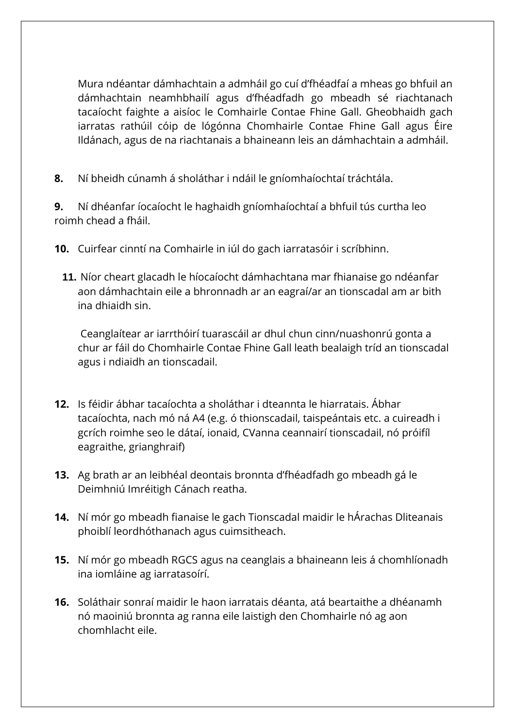Mura ndéantar dámhachtain a admháil go cuí d'fhéadfaí a mheas go bhfuil an dámhachtain neamhbhailí agus d'fhéadfadh go mbeadh sé riachtanach tacaíocht faighte a aisíoc le Comhairle Contae Fhine Gall. Gheobhaidh gach iarratas rathúil cóip de lógónna Chomhairle Contae Fhine Gall agus Éire Ildánach, agus de na riachtanais a bhaineann leis an dámhachtain a admháil.

**8.** Ní bheidh cúnamh á sholáthar i ndáil le gníomhaíochtaí tráchtála.

**9.** Ní dhéanfar íocaíocht le haghaidh gníomhaíochtaí a bhfuil tús curtha leo roimh chead a fháil.

**10.** Cuirfear cinntí na Comhairle in iúl do gach iarratasóir i scríbhinn.

**11.** Níor cheart glacadh le híocaíocht dámhachtana mar fhianaise go ndéanfar aon dámhachtain eile a bhronnadh ar an eagraí/ar an tionscadal am ar bith ina dhiaidh sin.

Ceanglaítear ar iarrthóirí tuarascáil ar dhul chun cinn/nuashonrú gonta a chur ar fáil do Chomhairle Contae Fhine Gall leath bealaigh tríd an tionscadal agus i ndiaidh an tionscadail.

**12.** Is féidir ábhar tacaíochta a sholáthar i dteannta le hiarratais. Ábhar tacaíochta, nach mó ná A4 (e.g. ó thionscadail, taispeántais etc. a cuireadh i gcrích roimhe seo le dátaí, ionaid, CVanna ceannairí tionscadail, nó próifíl eagraithe, grianghraif)

**13.** Ag brath ar an leibhéal deontais bronnta d'fhéadfadh go mbeadh gá le Deimhniú Imréitigh Cánach reatha.

**14.** Ní mór go mbeadh fianaise le gach Tionscadal maidir le hÁrachas Dliteanais phoiblí leordhóthanach agus cuimsitheach.

**15.** Ní mór go mbeadh RGCS agus na ceanglais a bhaineann leis á chomhlíonadh ina iomláine ag iarratasoírí.

**16.** Soláthair sonraí maidir le haon iarratais déanta, atá beartaithe a dhéanamh nó maoiniú bronnta ag ranna eile laistigh den Chomhairle nó ag aon chomhlacht eile.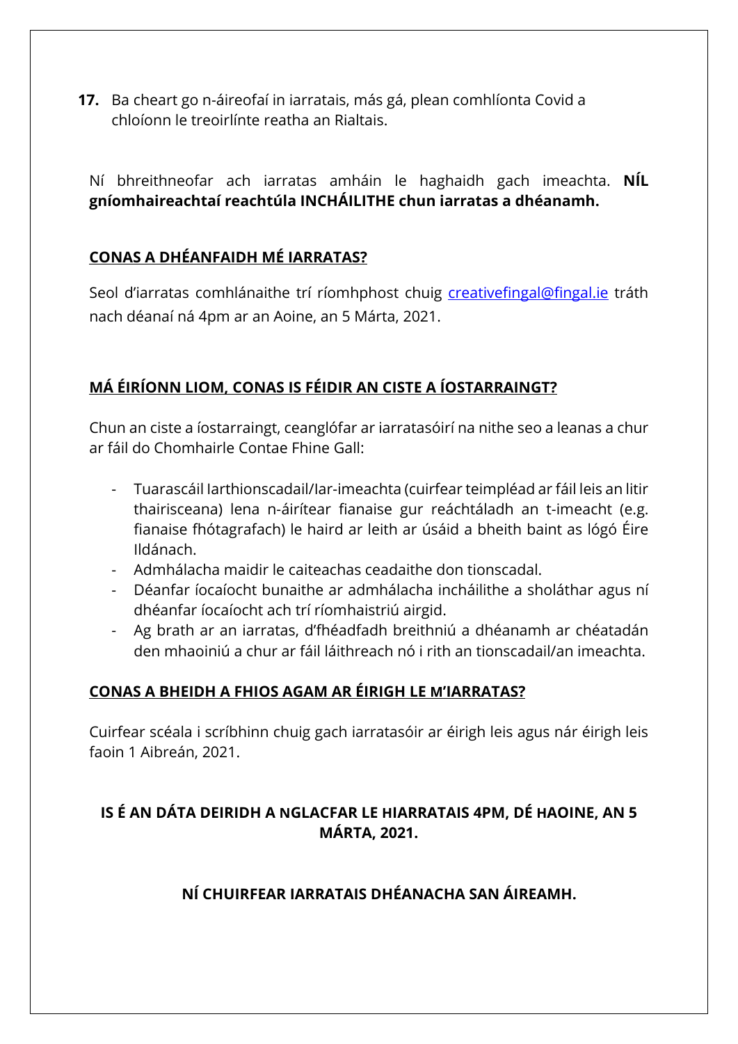17. Ba cheart go n-áireofaí in iarratais, más gá, plean comhlíonta Covid a chloíonn le treoirlínte reatha an Rialtais.

Ní bhreithneofar ach iarratas amháin le haghaidh gach imeachta. **NÍL gníomhaireachtaí reachtúla INCHÁILITHE chun iarratas a dhéanamh.**

## CONAS A DHÉANFAIDH MÉ IARRATAS?

Seol d'iarratas comhlánaithe trí ríomhphost chuig [creativefingal@fingal.ie](mailto:creativefingal@fingal.ie) tráth nach déanaí ná 4pm ar an Aoine, an 5 Márta, 2021.

## MÁ ÉIRÍONN LIOM, CONAS IS FÉIDIR AN CISTE A ÍOSTARRAINGT?

Chun an ciste a íostarraingt, ceanglófar ar iarratasóirí na nithe seo a leanas a chur ar fáil do Chomhairle Contae Fhine Gall:

- Tuarascáil Iarthionscadail/Iar-imeachta (cuirfear teimpléad ar fáil leis an litir thairisceana) lena n-áirítear fianaise gur reáchtáladh an t-imeacht (e.g. fianaise fhótagrafach) le haird ar leith ar úsáid a bheith baint as lógó Éire Ildánach.
- Admhálacha maidir le caiteachas ceadaithe don tionscadal.
- Déanfar íocaíocht bunaithe ar admhálacha incháilithe a sholáthar agus ní dhéanfar íocaíocht ach trí ríomhaistriú airgid.
- Ag brath ar an iarratas, d'fhéadfadh breithniú a dhéanamh ar chéatadán den mhaoiniú a chur ar fáil láithreach nó i rith an tionscadail/an imeachta.

## CONAS A BHEIDH A FHIOS AGAM AR ÉIRIGH LE M'IARRATAS?

Cuirfear scéala i scríbhinn chuig gach iarratasóir ar éirigh leis agus nár éirigh leis faoin 1 Aibreán, 2021.

**IS É AN DÁTA DEIRIDH A NGLACFAR LE HIARRATAIS 4PM, DÉ HAOINE, AN 5 MÁRTA, 2021.**

**NÍ CHUIRFEAR IARRATAIS DHÉANACHA SAN ÁIREAMH.**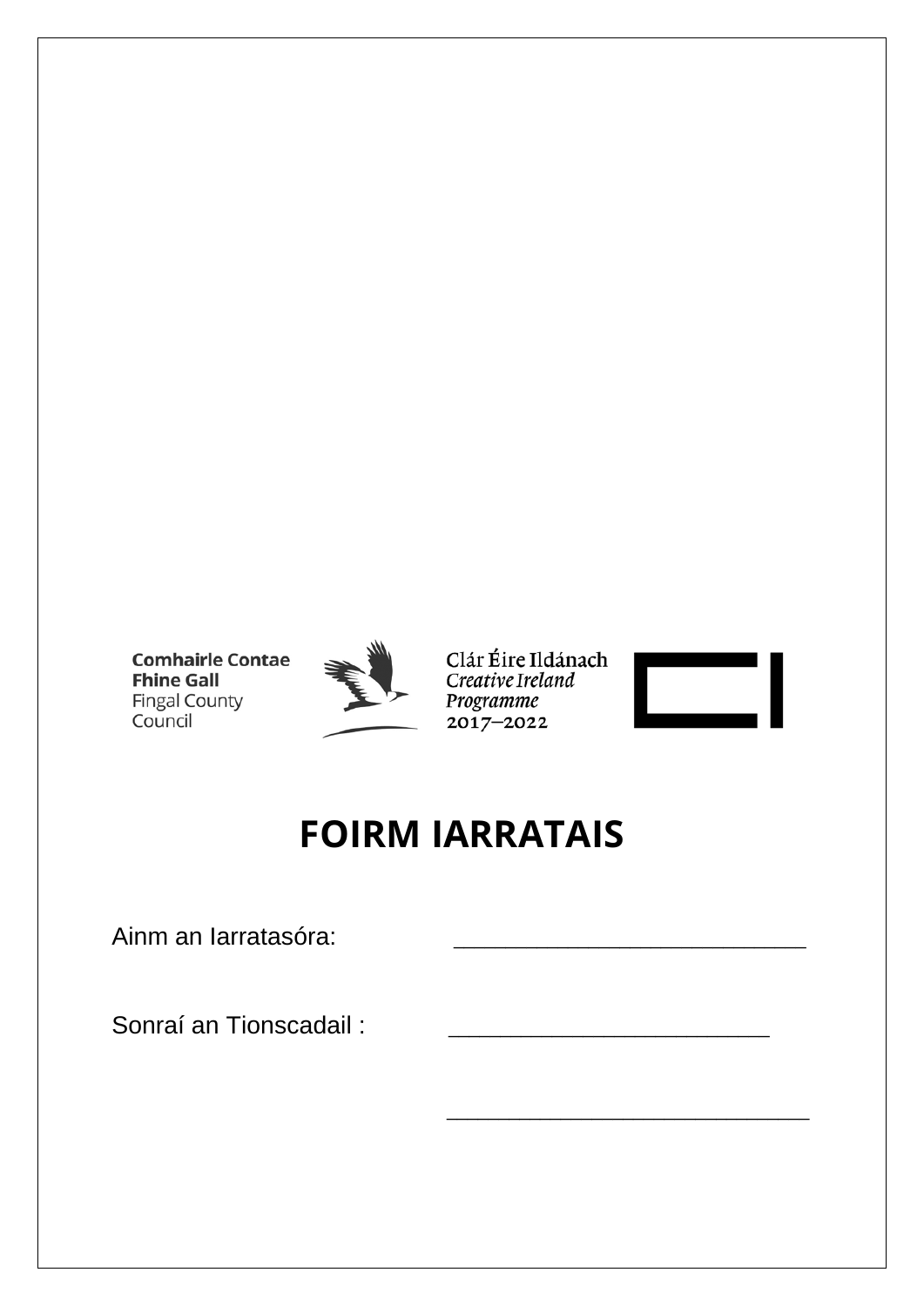Comhairle Contae Fhine Gall
Fingal County Council

Clár Éire Ildánach
*Creative Ireland Programme*
2017–2022

# FOIRM IARRATAIS

Ainm an Iarratasóra: ___________________________

Sonraí an Tionscadail : _________________________

___________________________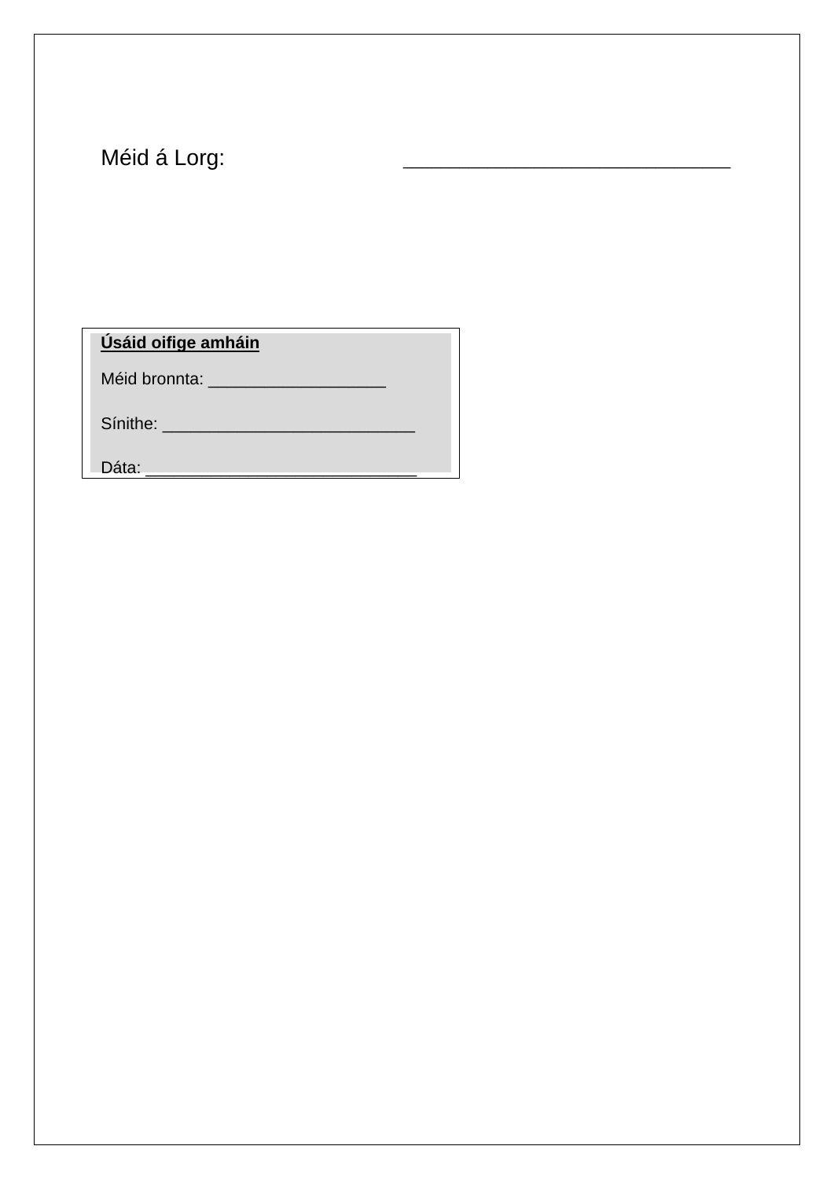Méid á Lorg: ____________________________

**Úsáid oifige amháin**

Méid bronnta: ___________________

Sínithe: ___________________________

Dáta: _____________________________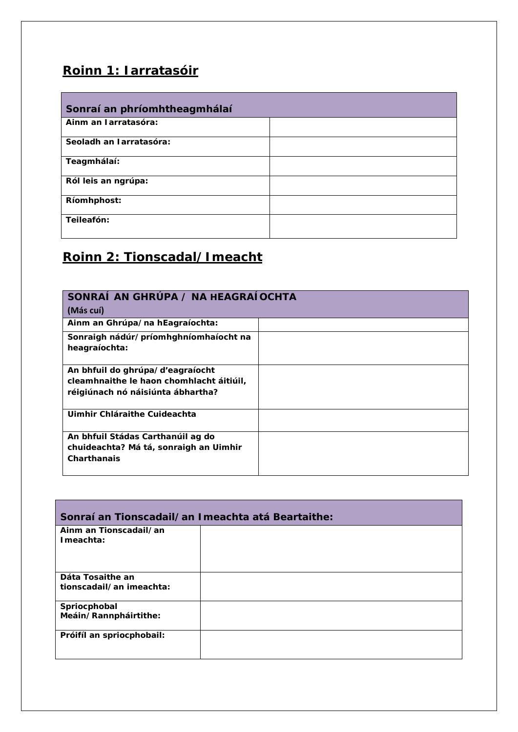## Roinn 1: Iarratasóir

| Sonraí an phríomhtheagmhálaí | |
|---|---|
| **Ainm an Iarratasóra:** | |
| **Seoladh an Iarratasóra:** | |
| **Teagmhálaí:** | |
| **Ról leis an ngrúpa:** | |
| **Ríomhphost:** | |
| **Teileafón:** | |

## Roinn 2: Tionscadal/Imeacht

| SONRAÍ AN GHRÚPA / NA HEAGRAÍOCHTA (Más cuí) | |
|---|---|
| **Ainm an Ghrúpa/na hEagraíochta:** | |
| **Sonraigh nádúr/príomhghníomhaíocht na heagraíochta:** | |
| **An bhfuil do ghrúpa/d'eagraíocht cleamhnaithe le haon chomhlacht áitiúil, réigiúnach nó náisiúnta ábhartha?** | |
| **Uimhir Chláraithe Cuideachta** | |
| **An bhfuil Stádas Carthanúil ag do chuideachta? Má tá, sonraigh an Uimhir Charthanais** | |

| Sonraí an Tionscadail/an Imeachta atá Beartaithe: | |
|---|---|
| **Ainm an Tionscadail/an Imeachta:** | |
| **Dáta Tosaithe an tionscadail/an imeachta:** | |
| **Spriocphobal Meáin/Rannpháirtithe:** | |
| **Próifíl an spriocphobail:** | |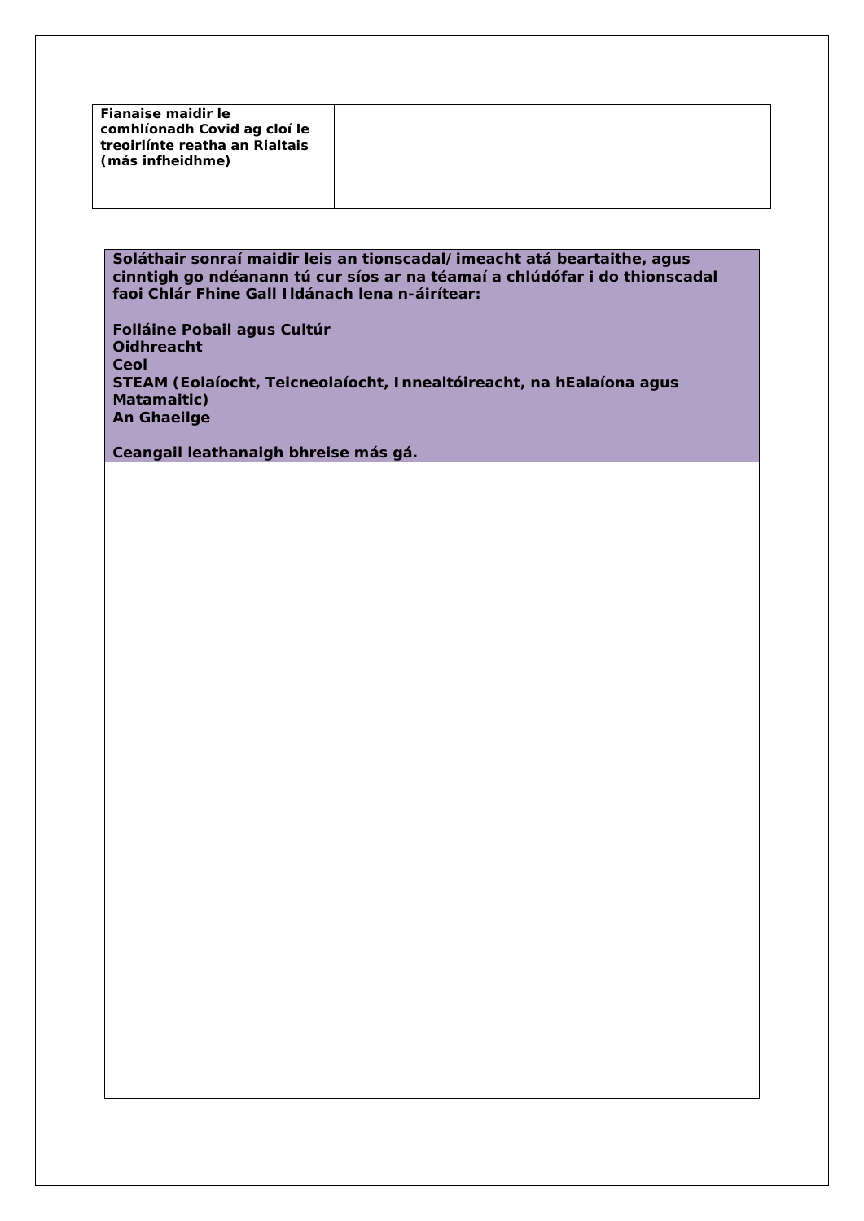| **Fianaise maidir le comhlíonadh Covid ag cloí le treoirlínte reatha an Rialtais (más infheidhme)** | |
|---|---|

| **Soláthair sonraí maidir leis an tionscadal/imeacht atá beartaithe, agus cinntigh go ndéanann tú cur síos ar na téamaí a chlúdófar i do thionscadal faoi Chlár Fhine Gall Ildánach lena n-áirítear:**<br><br>**Folláine Pobail agus Cultúr**<br>**Oidhreacht**<br>**Ceol**<br>**STEAM (Eolaíocht, Teicneolaíocht, Innealtóireacht, na hEalaíona agus Matamaitic)**<br>**An Ghaeilge**<br><br>**Ceangail leathanaigh bhreise más gá.** |
|---|
| |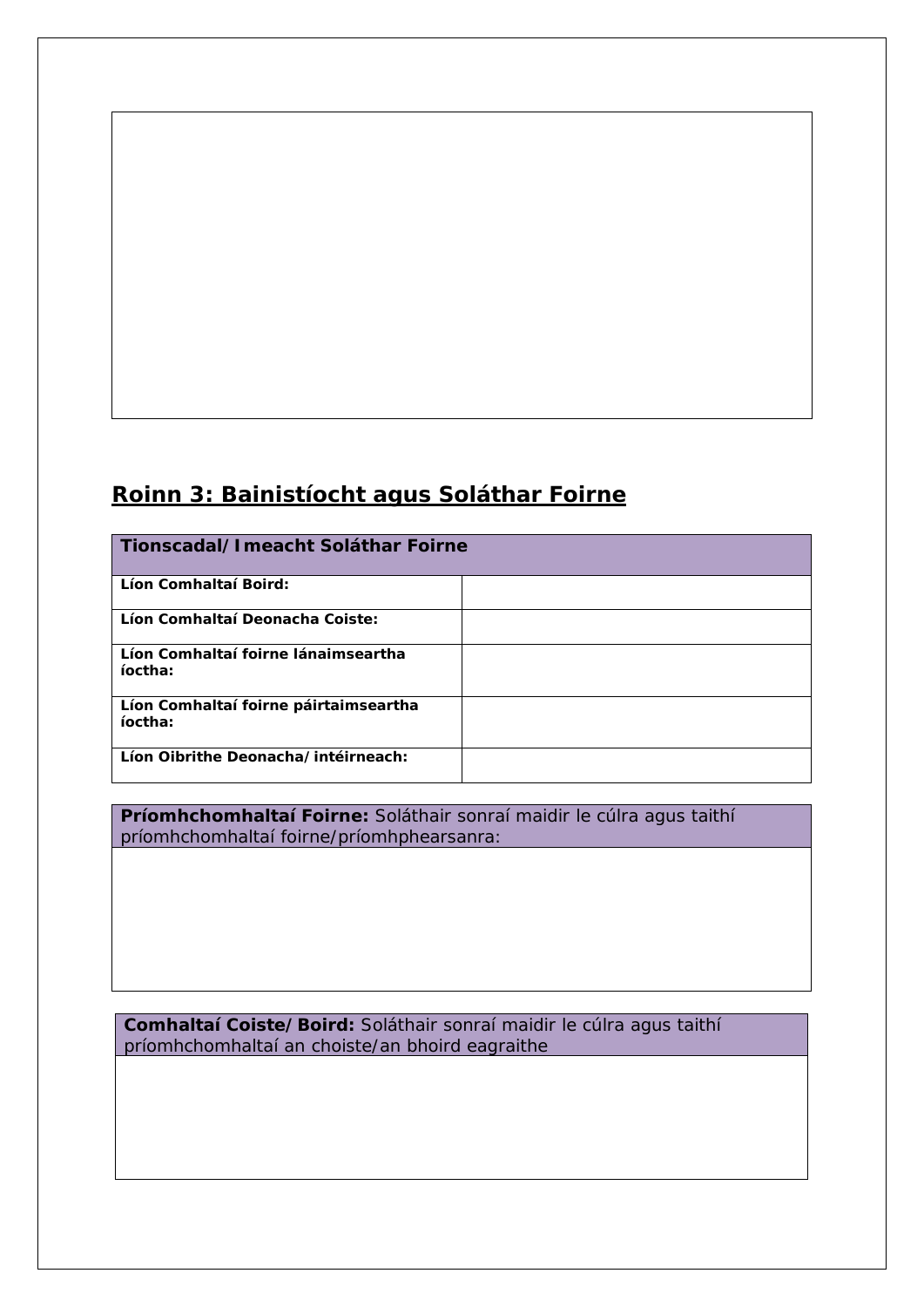## Roinn 3: Bainistíocht agus Soláthar Foirne

| **Tionscadal/Imeacht Soláthar Foirne** | |
|---|---|
| **Líon Comhaltaí Boird:** | |
| **Líon Comhaltaí Deonacha Coiste:** | |
| **Líon Comhaltaí foirne lánaimseartha íoctha:** | |
| **Líon Comhaltaí foirne páirtaimseartha íoctha:** | |
| **Líon Oibrithe Deonacha/intéirneach:** | |

| **Príomhchomhaltaí Foirne:** Soláthair sonraí maidir le cúlra agus taithí príomhchomhaltaí foirne/príomhphearsanra: |
|---|
| |

| **Comhaltaí Coiste/Boird:** Soláthair sonraí maidir le cúlra agus taithí príomhchomhaltaí an choiste/an bhoird eagraithe |
|---|
| |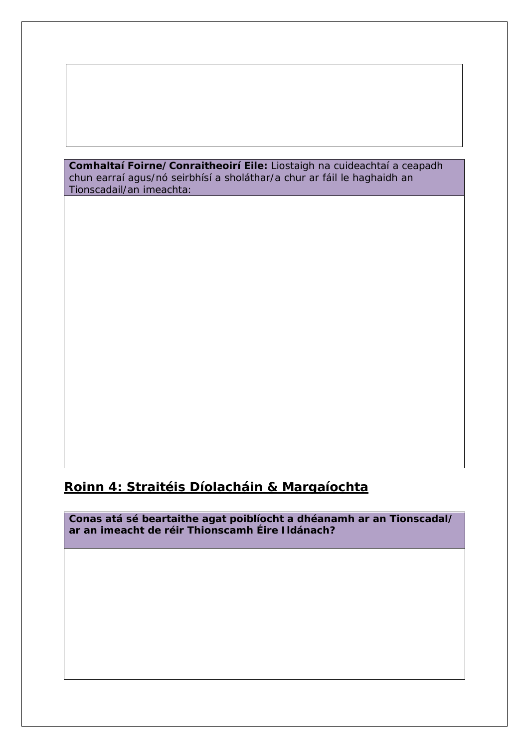**Comhaltaí Foirne/Conraitheoirí Eile:** Liostaigh na cuideachtaí a ceapadh chun earraí agus/nó seirbhísí a sholáthar/a chur ar fáil le haghaidh an Tionscadail/an imeachta:

## Roinn 4: Straitéis Díolacháin & Margaíochta

**Conas atá sé beartaithe agat poiblíocht a dhéanamh ar an Tionscadal/ ar an imeacht de réir Thionscamh Éire Ildánach?**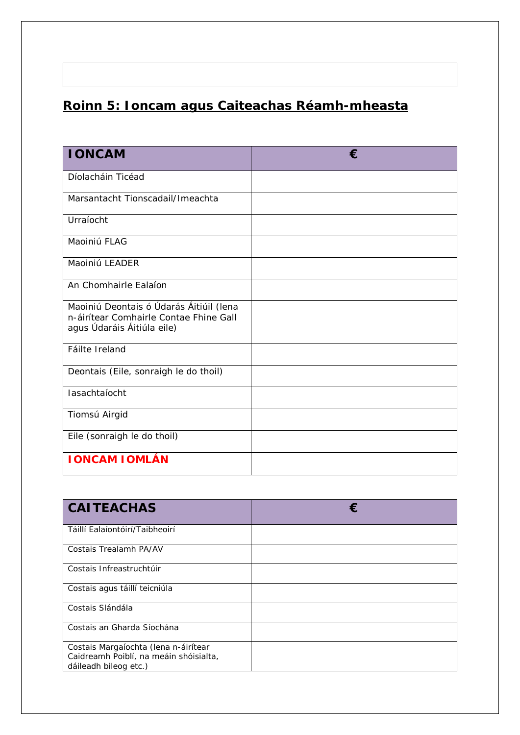## Roinn 5: Ioncam agus Caiteachas Réamh-mheasta

| IONCAM | € |
|---|---|
| Díolacháin Ticéad | |
| Marsantacht Tionscadail/Imeachta | |
| Urraíocht | |
| Maoiniú FLAG | |
| Maoiniú LEADER | |
| An Chomhairle Ealaíon | |
| Maoiniú Deontais ó Údarás Áitiúil (lena n-áirítear Comhairle Contae Fhine Gall agus Údaráis Áitiúla eile) | |
| Fáilte Ireland | |
| Deontais (Eile, sonraigh le do thoil) | |
| Iasachtaíocht | |
| Tiomsú Airgid | |
| Eile (sonraigh le do thoil) | |
| **IONCAM IOMLÁN** | |

| CAITEACHAS | € |
|---|---|
| Táillí Ealaíontóirí/Taibheoirí | |
| Costais Trealamh PA/AV | |
| Costais Infreastruchtúir | |
| Costais agus táillí teicniúla | |
| Costais Slándála | |
| Costais an Gharda Síochána | |
| Costais Margaíochta (lena n-áirítear Caidreamh Poiblí, na meáin shóisialta, dáileadh bileog etc.) | |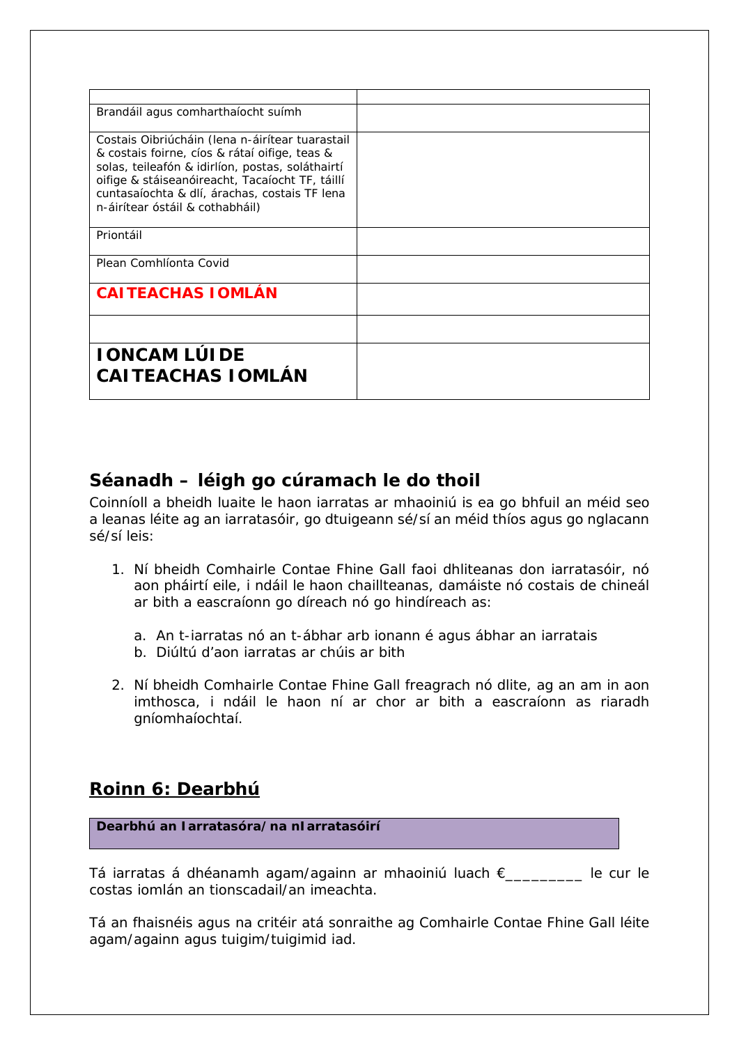| | |
|---|---|
| Brandáil agus comharthaíocht suímh | |
| Costais Oibriúcháin (lena n-áirítear tuarastail & costais foirne, cíos & rátaí oifige, teas & solas, teileafón & idirlíon, postas, soláthairtí oifige & stáiseanóireacht, Tacaíocht TF, táillí cuntasaíochta & dlí, árachas, costais TF lena n-áirítear óstáil & cothabháil) | |
| Priontáil | |
| Plean Comhlíonta Covid | |
| **CAITEACHAS IOMLÁN** | |
| | |
| **IONCAM LÚIDE CAITEACHAS IOMLÁN** | |

## Séanadh – léigh go cúramach le do thoil

Coinníoll a bheidh luaite le haon iarratas ar mhaoiniú is ea go bhfuil an méid seo a leanas léite ag an iarratasóir, go dtuigeann sé/sí an méid thíos agus go nglacann sé/sí leis:

1. Ní bheidh Comhairle Contae Fhine Gall faoi dhliteanas don iarratasóir, nó aon pháirtí eile, i ndáil le haon chaillteanas, damáiste nó costais de chineál ar bith a eascraíonn go díreach nó go hindíreach as:

    a. An t-iarratas nó an t-ábhar arb ionann é agus ábhar an iarratais
    b. Diúltú d'aon iarratas ar chúis ar bith

2. Ní bheidh Comhairle Contae Fhine Gall freagrach nó dlite, ag an am in aon imthosca, i ndáil le haon ní ar chor ar bith a eascraíonn as riaradh gníomhaíochtaí.

## Roinn 6: Dearbhú

| **Dearbhú an Iarratasóra/na nIarratasóirí** |
|---|

Tá iarratas á dhéanamh agam/againn ar mhaoiniú luach €_________ le cur le costas iomlán an tionscadail/an imeachta.

Tá an fhaisnéis agus na critéir atá sonraithe ag Comhairle Contae Fhine Gall léite agam/againn agus tuigim/tuigimid iad.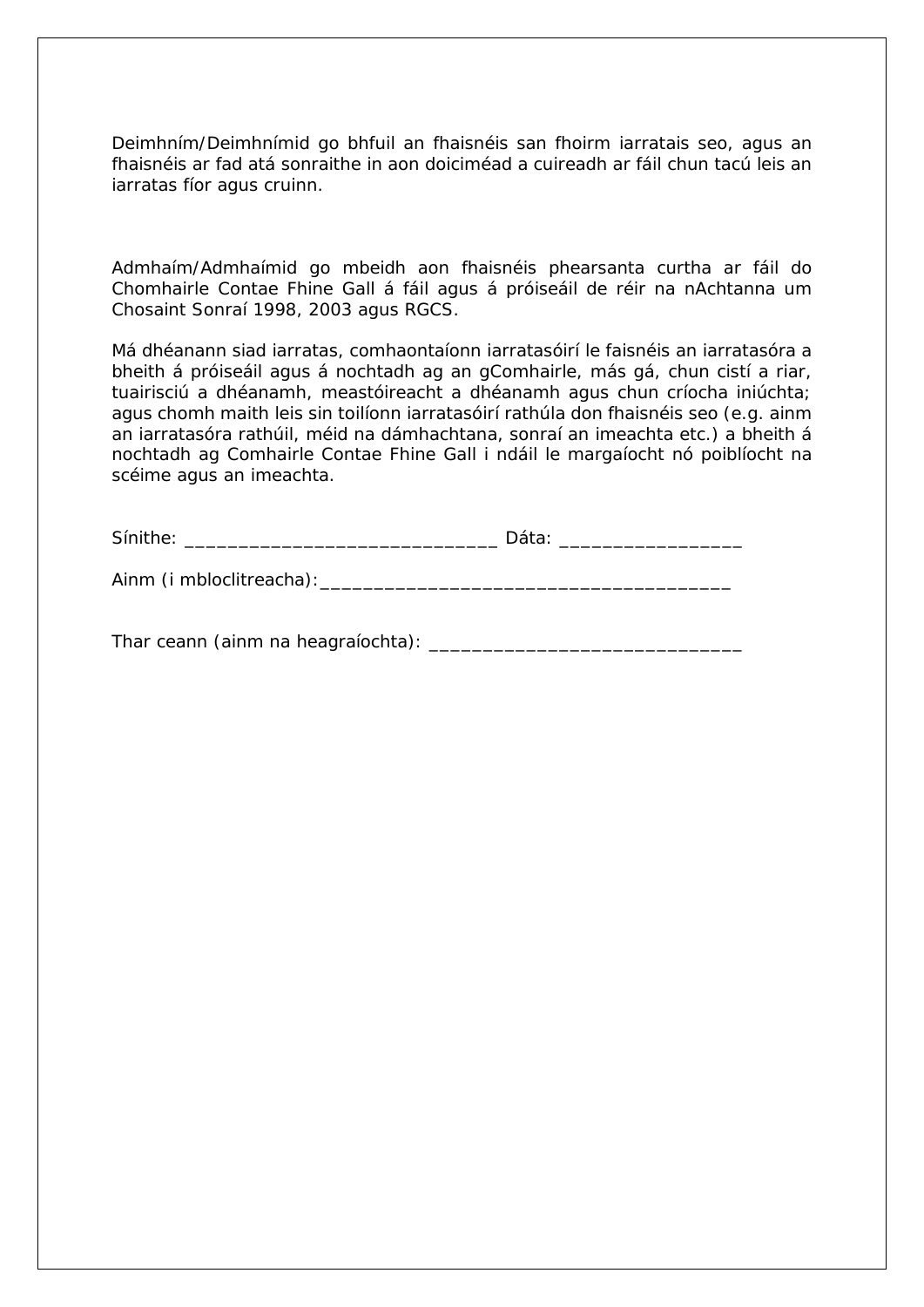Deimhním/Deimhnímid go bhfuil an fhaisnéis san fhoirm iarratais seo, agus an fhaisnéis ar fad atá sonraithe in aon doiciméad a cuireadh ar fáil chun tacú leis an iarratas fíor agus cruinn.

Admhaím/Admhaímid go mbeidh aon fhaisnéis phearsanta curtha ar fáil do Chomhairle Contae Fhine Gall á fáil agus á próiseáil de réir na nAchtanna um Chosaint Sonraí 1998, 2003 agus RGCS.

Má dhéanann siad iarratas, comhaontaíonn iarratasóirí le faisnéis an iarratasóra a bheith á próiseáil agus á nochtadh ag an gComhairle, más gá, chun cistí a riar, tuairisciú a dhéanamh, meastóireacht a dhéanamh agus chun críocha iniúchta; agus chomh maith leis sin toilíonn iarratasóirí rathúla don fhaisnéis seo (e.g. ainm an iarratasóra rathúil, méid na dámhachtana, sonraí an imeachta etc.) a bheith á nochtadh ag Comhairle Contae Fhine Gall i ndáil le margaíocht nó poiblíocht na scéime agus an imeachta.

Sínithe: ______________________________ Dáta: _________________

Ainm (i mbloclitreacha):______________________________________

Thar ceann (ainm na heagraíochta): ______________________________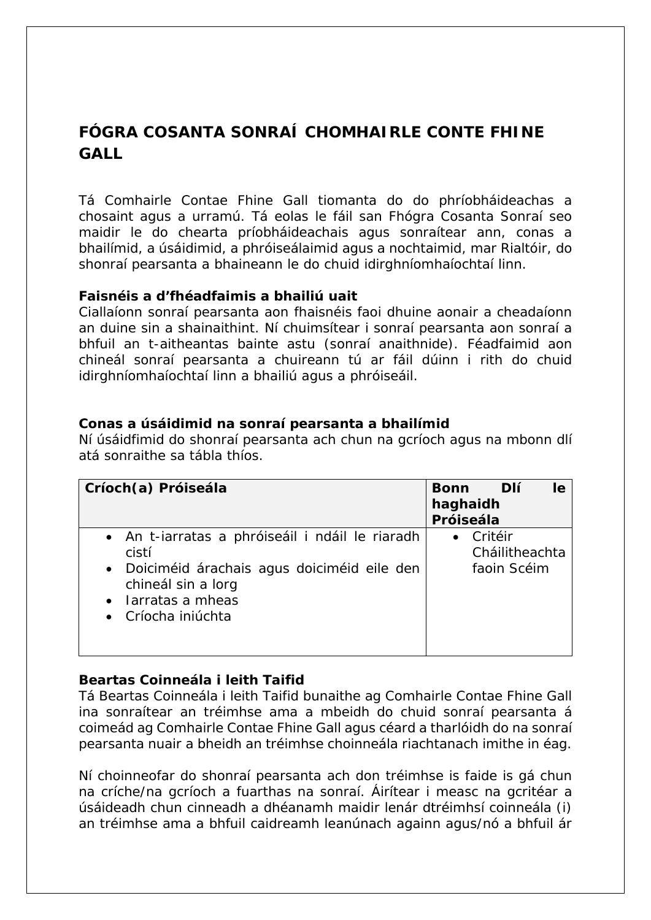# FÓGRA COSANTA SONRAÍ CHOMHAIRLE CONTE FHINE GALL

Tá Comhairle Contae Fhine Gall tiomanta do do phríobháideachas a chosaint agus a urramú. Tá eolas le fáil san Fhógra Cosanta Sonraí seo maidir le do chearta príobháideachais agus sonraítear ann, conas a bhailímid, a úsáidimid, a phróiseálaimid agus a nochtaimid, mar Rialtóir, do shonraí pearsanta a bhaineann le do chuid idirghníomhaíochtaí linn.

**Faisnéis a d'fhéadfaimis a bhailiú uait**
Ciallaíonn sonraí pearsanta aon fhaisnéis faoi dhuine aonair a cheadaíonn an duine sin a shainaithint. Ní chuimsítear i sonraí pearsanta aon sonraí a bhfuil an t-aitheantas bainte astu (sonraí anaithnide). Féadfaimid aon chineál sonraí pearsanta a chuireann tú ar fáil dúinn i rith do chuid idirghníomhaíochtaí linn a bhailiú agus a phróiseáil.

**Conas a úsáidimid na sonraí pearsanta a bhailímid**
Ní úsáidfimid do shonraí pearsanta ach chun na gcríoch agus na mbonn dlí atá sonraithe sa tábla thíos.

| Críoch(a) Próiseála | Bonn Dlí le haghaidh Próiseála |
|---|---|
| • An t-iarratas a phróiseáil i ndáil le riaradh cistí<br>• Doiciméid árachais agus doiciméid eile den chineál sin a lorg<br>• Iarratas a mheas<br>• Críocha iniúchta | • Critéir Cháilitheachta faoin Scéim |

**Beartas Coinneála i leith Taifid**
Tá Beartas Coinneála i leith Taifid bunaithe ag Comhairle Contae Fhine Gall ina sonraítear an tréimhse ama a mbeidh do chuid sonraí pearsanta á coimeád ag Comhairle Contae Fhine Gall agus céard a tharlóidh do na sonraí pearsanta nuair a bheidh an tréimhse choinneála riachtanach imithe in éag.

Ní choinneofar do shonraí pearsanta ach don tréimhse is faide is gá chun na críche/na gcríoch a fuarthas na sonraí. Áirítear i measc na gcritéar a úsáideadh chun cinneadh a dhéanamh maidir lenár dtréimhsí coinneála (i) an tréimhse ama a bhfuil caidreamh leanúnach againn agus/nó a bhfuil ár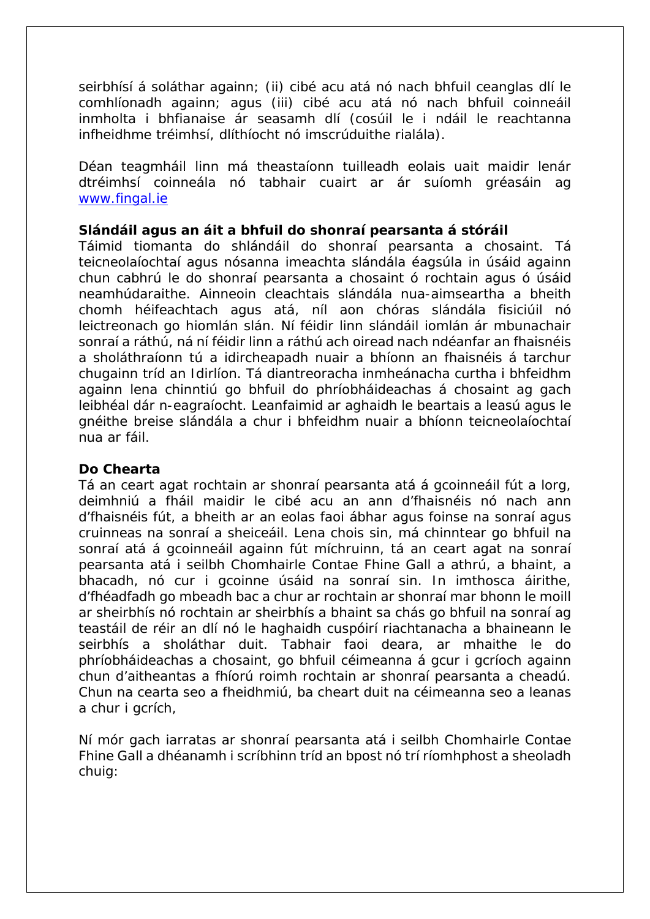seirbhísí á soláthar againn; (ii) cibé acu atá nó nach bhfuil ceanglas dlí le comhlíonadh againn; agus (iii) cibé acu atá nó nach bhfuil coinneáil inmholta i bhfianaise ár seasamh dlí (cosúil le i ndáil le reachtanna infheidhme tréimhsí, dlíthíocht nó imscrúduithe rialála).

Déan teagmháil linn má theastaíonn tuilleadh eolais uait maidir lenár dtréimhsí coinneála nó tabhair cuairt ar ár suíomh gréasáin ag www.fingal.ie

**Slándáil agus an áit a bhfuil do shonraí pearsanta á stóráil**

Táimid tiomanta do shlándáil do shonraí pearsanta a chosaint. Tá teicneolaíochtaí agus nósanna imeachta slándála éagsúla in úsáid againn chun cabhrú le do shonraí pearsanta a chosaint ó rochtain agus ó úsáid neamhúdaraithe. Ainneoin cleachtais slándála nua-aimseartha a bheith chomh héifeachtach agus atá, níl aon chóras slándála fisiciúil nó leictreonach go hiomlán slán. Ní féidir linn slándáil iomlán ár mbunachair sonraí a ráthú, ná ní féidir linn a ráthú ach oiread nach ndéanfar an fhaisnéis a sholáthraíonn tú a idircheapadh nuair a bhíonn an fhaisnéis á tarchur chugainn tríd an Idirlíon. Tá diantreoracha inmheánacha curtha i bhfeidhm againn lena chinntiú go bhfuil do phríobháideachas á chosaint ag gach leibhéal dár n-eagraíocht. Leanfaimid ar aghaidh le beartais a leasú agus le gnéithe breise slándála a chur i bhfeidhm nuair a bhíonn teicneolaíochtaí nua ar fáil.

**Do Chearta**

Tá an ceart agat rochtain ar shonraí pearsanta atá á gcoinneáil fút a lorg, deimhniú a fháil maidir le cibé acu an ann d'fhaisnéis nó nach ann d'fhaisnéis fút, a bheith ar an eolas faoi ábhar agus foinse na sonraí agus cruinneas na sonraí a sheiceáil. Lena chois sin, má chinntear go bhfuil na sonraí atá á gcoinneáil againn fút míchruinn, tá an ceart agat na sonraí pearsanta atá i seilbh Chomhairle Contae Fhine Gall a athrú, a bhaint, a bhacadh, nó cur i gcoinne úsáid na sonraí sin. In imthosca áirithe, d'fhéadfadh go mbeadh bac a chur ar rochtain ar shonraí mar bhonn le moill ar sheirbhís nó rochtain ar sheirbhís a bhaint sa chás go bhfuil na sonraí ag teastáil de réir an dlí nó le haghaidh cuspóirí riachtanacha a bhaineann le seirbhís a sholáthar duit. Tabhair faoi deara, ar mhaithe le do phríobháideachas a chosaint, go bhfuil céimeanna á gcur i gcríoch againn chun d'aitheantas a fhíorú roimh rochtain ar shonraí pearsanta a cheadú. Chun na cearta seo a fheidhmiú, ba cheart duit na céimeanna seo a leanas a chur i gcrích,

Ní mór gach iarratas ar shonraí pearsanta atá i seilbh Chomhairle Contae Fhine Gall a dhéanamh i scríbhinn tríd an bpost nó trí ríomhphost a sheoladh chuig: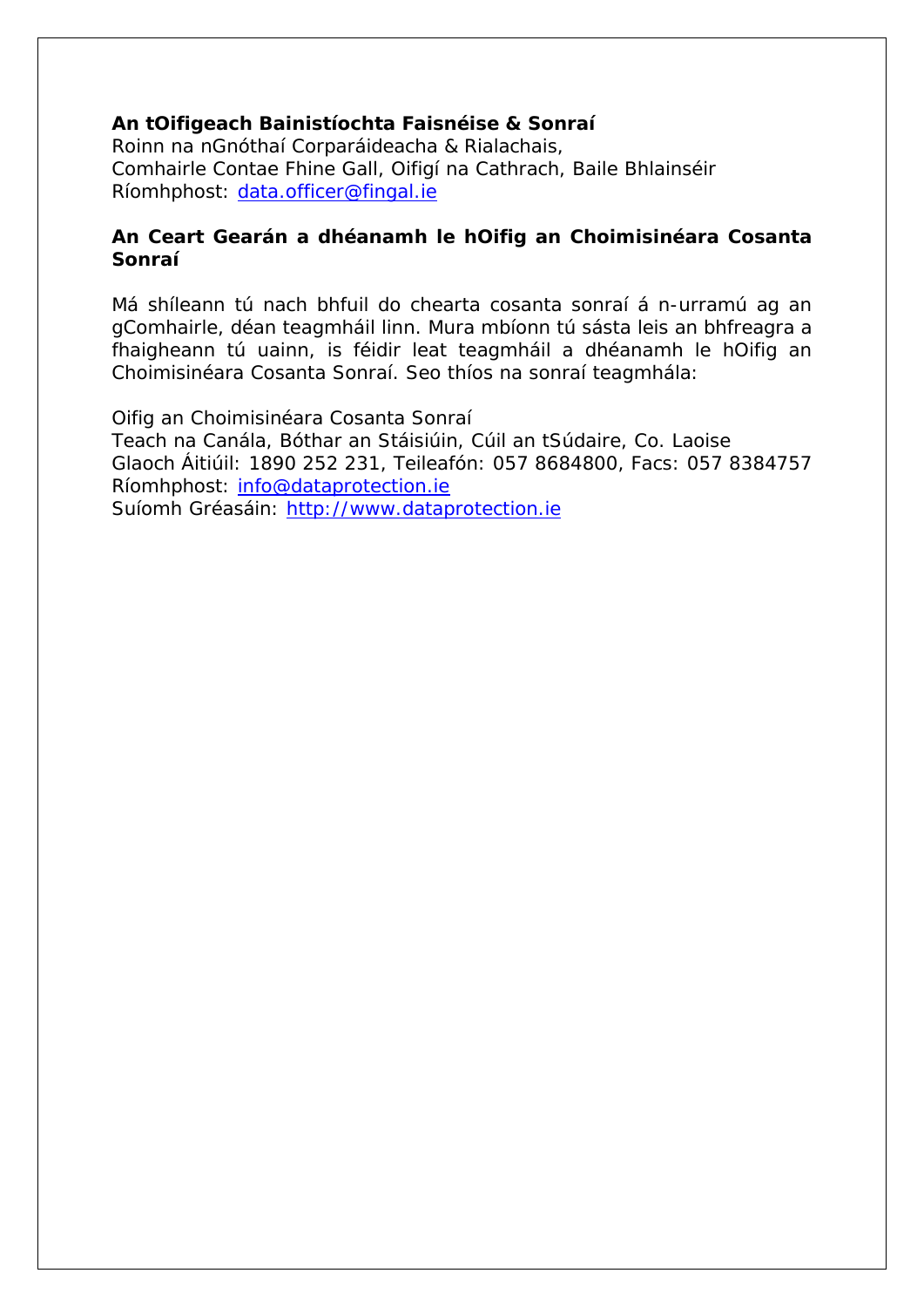**An tOifigeach Bainistíochta Faisnéise & Sonraí**
Roinn na nGnóthaí Corparáideacha & Rialachais,
Comhairle Contae Fhine Gall, Oifigí na Cathrach, Baile Bhlainséir
Ríomhphost: data.officer@fingal.ie

**An Ceart Gearán a dhéanamh le hOifig an Choimisinéara Cosanta Sonraí**

Má shíleann tú nach bhfuil do chearta cosanta sonraí á n-urramú ag an gComhairle, déan teagmháil linn. Mura mbíonn tú sásta leis an bhfreagra a fhaigheann tú uainn, is féidir leat teagmháil a dhéanamh le hOifig an Choimisinéara Cosanta Sonraí. Seo thíos na sonraí teagmhála:

Oifig an Choimisinéara Cosanta Sonraí
Teach na Canála, Bóthar an Stáisiúin, Cúil an tSúdaire, Co. Laoise
Glaoch Áitiúil: 1890 252 231, Teileafón: 057 8684800, Facs: 057 8384757
Ríomhphost: info@dataprotection.ie
Suíomh Gréasáin: http://www.dataprotection.ie